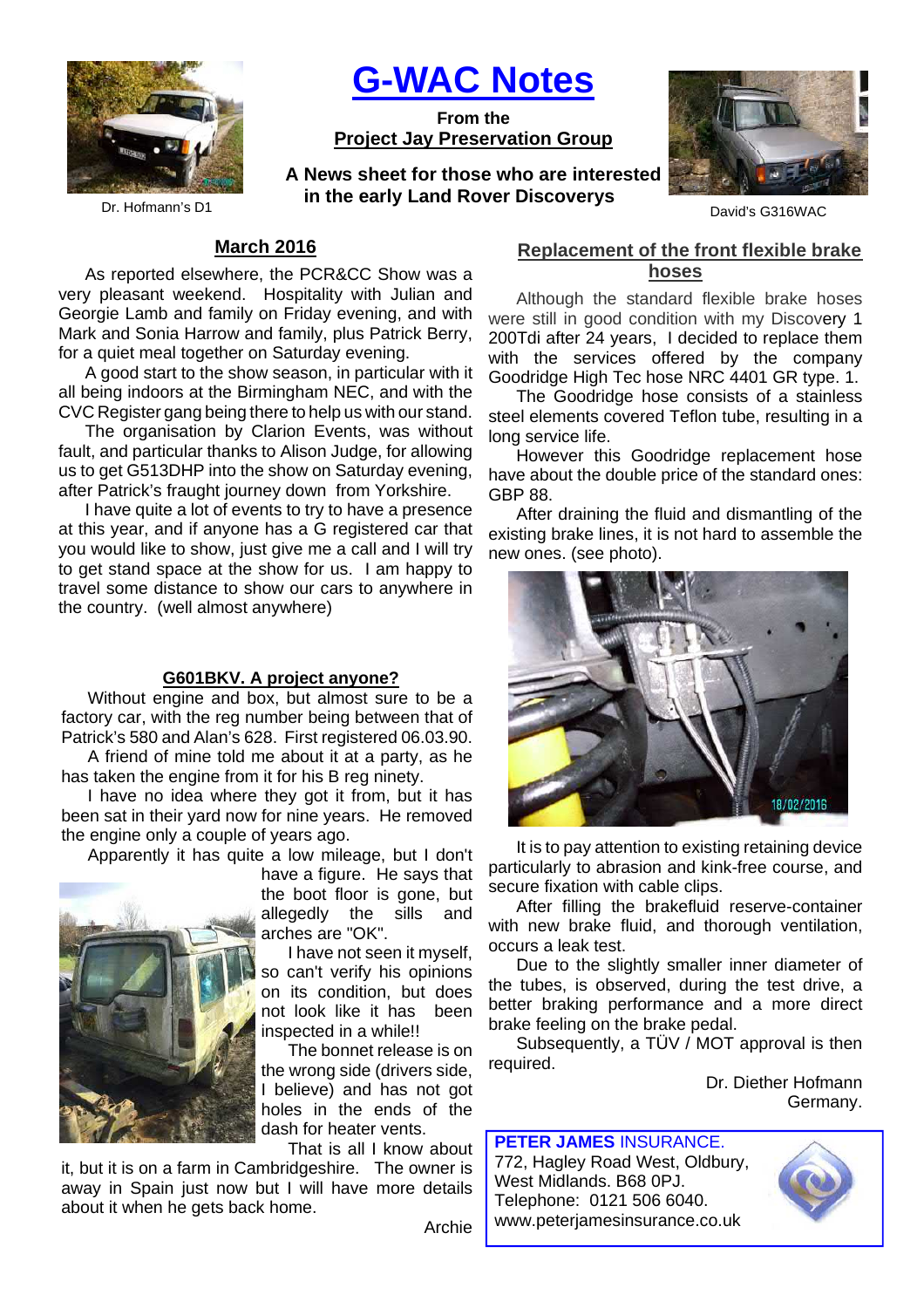# G-WAC Notes

**From the**
**Project Jay Preservation Group**

**A News sheet for those who are interested in the early Land Rover Discoverys**

Dr. Hofmann's D1

David's G316WAC

## March 2016

As reported elsewhere, the PCR&CC Show was a very pleasant weekend. Hospitality with Julian and Georgie Lamb and family on Friday evening, and with Mark and Sonia Harrow and family, plus Patrick Berry, for a quiet meal together on Saturday evening.

A good start to the show season, in particular with it all being indoors at the Birmingham NEC, and with the CVC Register gang being there to help us with our stand.

The organisation by Clarion Events, was without fault, and particular thanks to Alison Judge, for allowing us to get G513DHP into the show on Saturday evening, after Patrick's fraught journey down from Yorkshire.

I have quite a lot of events to try to have a presence at this year, and if anyone has a G registered car that you would like to show, just give me a call and I will try to get stand space at the show for us. I am happy to travel some distance to show our cars to anywhere in the country. (well almost anywhere)

## G601BKV. A project anyone?

Without engine and box, but almost sure to be a factory car, with the reg number being between that of Patrick's 580 and Alan's 628. First registered 06.03.90.

A friend of mine told me about it at a party, as he has taken the engine from it for his B reg ninety.

I have no idea where they got it from, but it has been sat in their yard now for nine years. He removed the engine only a couple of years ago.

Apparently it has quite a low mileage, but I don't have a figure. He says that the boot floor is gone, but allegedly the sills and arches are "OK".

I have not seen it myself, so can't verify his opinions on its condition, but does not look like it has been inspected in a while!!

The bonnet release is on the wrong side (drivers side, I believe) and has not got holes in the ends of the dash for heater vents.

That is all I know about it, but it is on a farm in Cambridgeshire. The owner is away in Spain just now but I will have more details about it when he gets back home.

Archie

## Replacement of the front flexible brake hoses

Although the standard flexible brake hoses were still in good condition with my Discovery 1 200Tdi after 24 years, I decided to replace them with the services offered by the company Goodridge High Tec hose NRC 4401 GR type. 1.

The Goodridge hose consists of a stainless steel elements covered Teflon tube, resulting in a long service life.

However this Goodridge replacement hose have about the double price of the standard ones: GBP 88.

After draining the fluid and dismantling of the existing brake lines, it is not hard to assemble the new ones. (see photo).

It is to pay attention to existing retaining device particularly to abrasion and kink-free course, and secure fixation with cable clips.

After filling the brakefluid reserve-container with new brake fluid, and thorough ventilation, occurs a leak test.

Due to the slightly smaller inner diameter of the tubes, is observed, during the test drive, a better braking performance and a more direct brake feeling on the brake pedal.

Subsequently, a TÜV / MOT approval is then required.

Dr. Diether Hofmann
Germany.

**PETER JAMES** INSURANCE.
772, Hagley Road West, Oldbury,
West Midlands. B68 0PJ.
Telephone: 0121 506 6040.
www.peterjamesinsurance.co.uk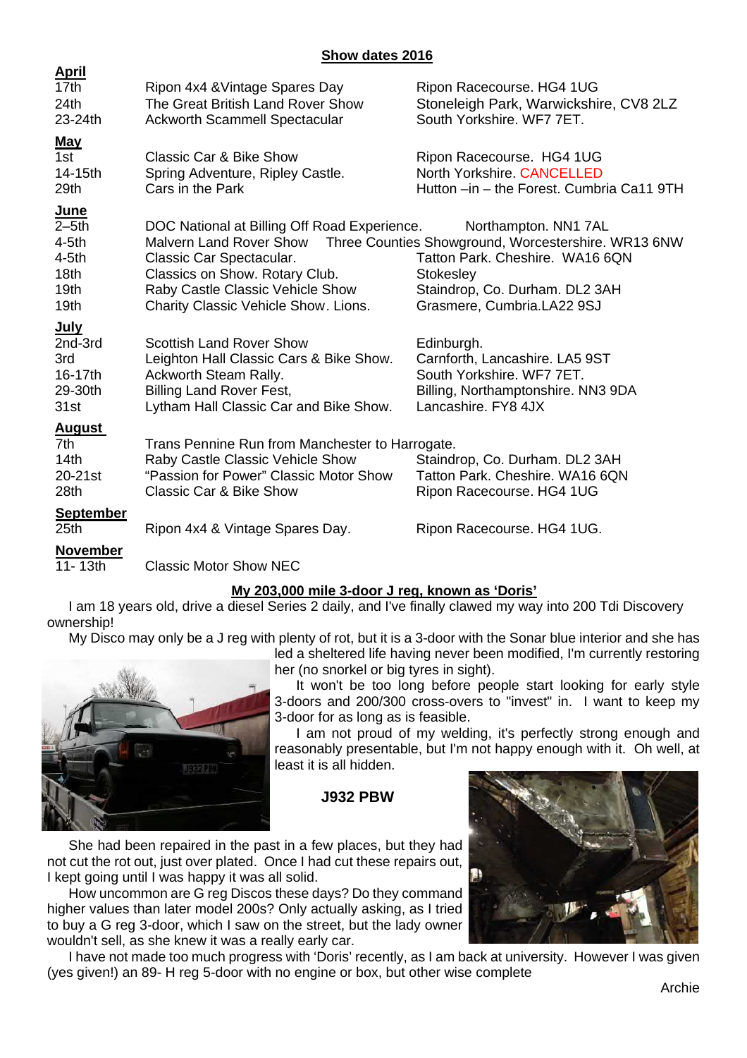## Show dates 2016

**April**

| | | |
|---|---|---|
| 17th | Ripon 4x4 &Vintage Spares Day | Ripon Racecourse. HG4 1UG |
| 24th | The Great British Land Rover Show | Stoneleigh Park, Warwickshire, CV8 2LZ |
| 23-24th | Ackworth Scammell Spectacular | South Yorkshire. WF7 7ET. |

**May**

| | | |
|---|---|---|
| 1st | Classic Car & Bike Show | Ripon Racecourse. HG4 1UG |
| 14-15th | Spring Adventure, Ripley Castle. | North Yorkshire. CANCELLED |
| 29th | Cars in the Park | Hutton –in – the Forest. Cumbria Ca11 9TH |

**June**

| | | |
|---|---|---|
| 2–5th | DOC National at Billing Off Road Experience. | Northampton. NN1 7AL |
| 4-5th | Malvern Land Rover Show | Three Counties Showground, Worcestershire. WR13 6NW |
| 4-5th | Classic Car Spectacular. | Tatton Park. Cheshire. WA16 6QN |
| 18th | Classics on Show. Rotary Club. | Stokesley |
| 19th | Raby Castle Classic Vehicle Show | Staindrop, Co. Durham. DL2 3AH |
| 19th | Charity Classic Vehicle Show. Lions. | Grasmere, Cumbria.LA22 9SJ |

**July**

| | | |
|---|---|---|
| 2nd-3rd | Scottish Land Rover Show | Edinburgh. |
| 3rd | Leighton Hall Classic Cars & Bike Show. | Carnforth, Lancashire. LA5 9ST |
| 16-17th | Ackworth Steam Rally. | South Yorkshire. WF7 7ET. |
| 29-30th | Billing Land Rover Fest, | Billing, Northamptonshire. NN3 9DA |
| 31st | Lytham Hall Classic Car and Bike Show. | Lancashire. FY8 4JX |

**August**

| | | |
|---|---|---|
| 7th | Trans Pennine Run from Manchester to Harrogate. | |
| 14th | Raby Castle Classic Vehicle Show | Staindrop, Co. Durham. DL2 3AH |
| 20-21st | "Passion for Power" Classic Motor Show | Tatton Park. Cheshire. WA16 6QN |
| 28th | Classic Car & Bike Show | Ripon Racecourse. HG4 1UG |

**September**

| | | |
|---|---|---|
| 25th | Ripon 4x4 & Vintage Spares Day. | Ripon Racecourse. HG4 1UG. |

**November**

| | | |
|---|---|---|
| 11- 13th | Classic Motor Show NEC | |

## My 203,000 mile 3-door J reg, known as 'Doris'

I am 18 years old, drive a diesel Series 2 daily, and I've finally clawed my way into 200 Tdi Discovery ownership!

My Disco may only be a J reg with plenty of rot, but it is a 3-door with the Sonar blue interior and she has led a sheltered life having never been modified, I'm currently restoring her (no snorkel or big tyres in sight).

It won't be too long before people start looking for early style 3-doors and 200/300 cross-overs to "invest" in. I want to keep my 3-door for as long as is feasible.

I am not proud of my welding, it's perfectly strong enough and reasonably presentable, but I'm not happy enough with it. Oh well, at least it is all hidden.

**J932 PBW**

She had been repaired in the past in a few places, but they had not cut the rot out, just over plated. Once I had cut these repairs out, I kept going until I was happy it was all solid.

How uncommon are G reg Discos these days? Do they command higher values than later model 200s? Only actually asking, as I tried to buy a G reg 3-door, which I saw on the street, but the lady owner wouldn't sell, as she knew it was a really early car.

I have not made too much progress with 'Doris' recently, as I am back at university. However I was given (yes given!) an 89- H reg 5-door with no engine or box, but other wise complete

Archie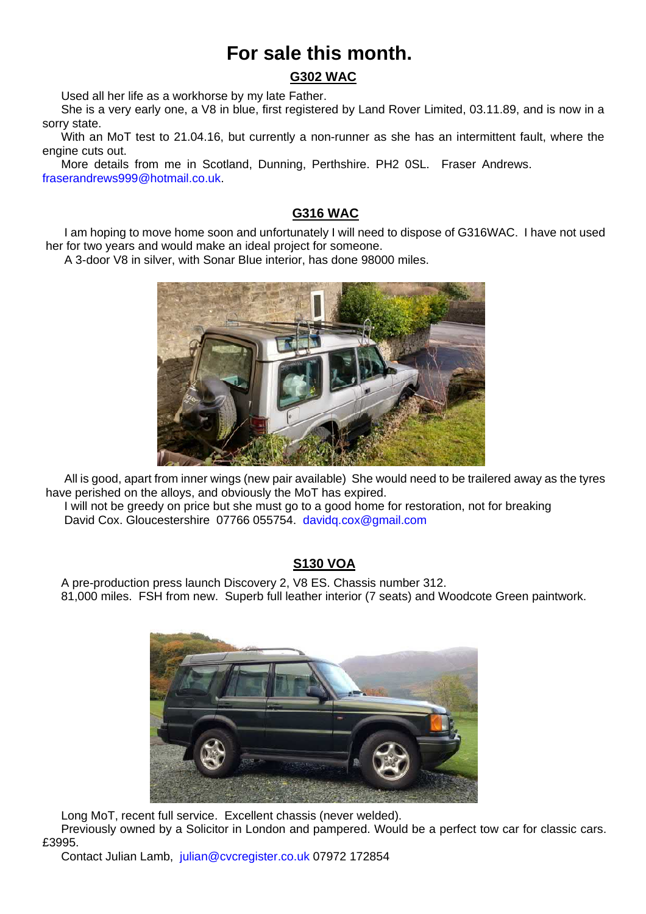# For sale this month.

## G302 WAC

Used all her life as a workhorse by my late Father.

She is a very early one, a V8 in blue, first registered by Land Rover Limited, 03.11.89, and is now in a sorry state.

With an MoT test to 21.04.16, but currently a non-runner as she has an intermittent fault, where the engine cuts out.

More details from me in Scotland, Dunning, Perthshire. PH2 0SL. Fraser Andrews. fraserandrews999@hotmail.co.uk.

## G316 WAC

I am hoping to move home soon and unfortunately I will need to dispose of G316WAC. I have not used her for two years and would make an ideal project for someone.

A 3-door V8 in silver, with Sonar Blue interior, has done 98000 miles.

All is good, apart from inner wings (new pair available) She would need to be trailered away as the tyres have perished on the alloys, and obviously the MoT has expired.

I will not be greedy on price but she must go to a good home for restoration, not for breaking

David Cox. Gloucestershire 07766 055754. davidq.cox@gmail.com

## S130 VOA

A pre-production press launch Discovery 2, V8 ES. Chassis number 312.

81,000 miles. FSH from new. Superb full leather interior (7 seats) and Woodcote Green paintwork.

Long MoT, recent full service. Excellent chassis (never welded).

Previously owned by a Solicitor in London and pampered. Would be a perfect tow car for classic cars. £3995.

Contact Julian Lamb, julian@cvcregister.co.uk 07972 172854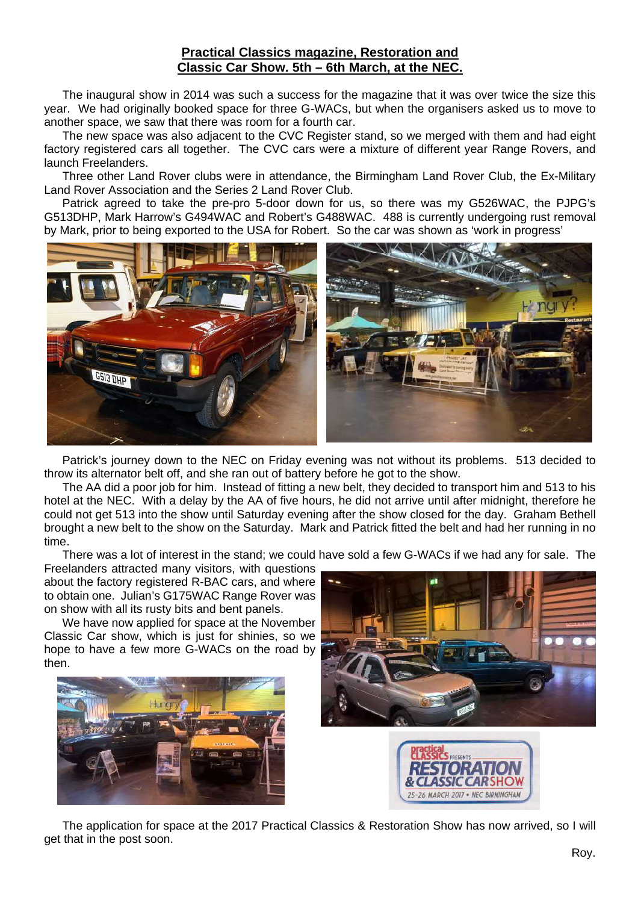**Practical Classics magazine, Restoration and Classic Car Show. 5th – 6th March, at the NEC.**

The inaugural show in 2014 was such a success for the magazine that it was over twice the size this year. We had originally booked space for three G-WACs, but when the organisers asked us to move to another space, we saw that there was room for a fourth car.

The new space was also adjacent to the CVC Register stand, so we merged with them and had eight factory registered cars all together. The CVC cars were a mixture of different year Range Rovers, and launch Freelanders.

Three other Land Rover clubs were in attendance, the Birmingham Land Rover Club, the Ex-Military Land Rover Association and the Series 2 Land Rover Club.

Patrick agreed to take the pre-pro 5-door down for us, so there was my G526WAC, the PJPG's G513DHP, Mark Harrow's G494WAC and Robert's G488WAC. 488 is currently undergoing rust removal by Mark, prior to being exported to the USA for Robert. So the car was shown as 'work in progress'

Patrick's journey down to the NEC on Friday evening was not without its problems. 513 decided to throw its alternator belt off, and she ran out of battery before he got to the show.

The AA did a poor job for him. Instead of fitting a new belt, they decided to transport him and 513 to his hotel at the NEC. With a delay by the AA of five hours, he did not arrive until after midnight, therefore he could not get 513 into the show until Saturday evening after the show closed for the day. Graham Bethell brought a new belt to the show on the Saturday. Mark and Patrick fitted the belt and had her running in no time.

There was a lot of interest in the stand; we could have sold a few G-WACs if we had any for sale. The Freelanders attracted many visitors, with questions about the factory registered R-BAC cars, and where to obtain one. Julian's G175WAC Range Rover was on show with all its rusty bits and bent panels.

We have now applied for space at the November Classic Car show, which is just for shinies, so we hope to have a few more G-WACs on the road by then.

The application for space at the 2017 Practical Classics & Restoration Show has now arrived, so I will get that in the post soon.

Roy.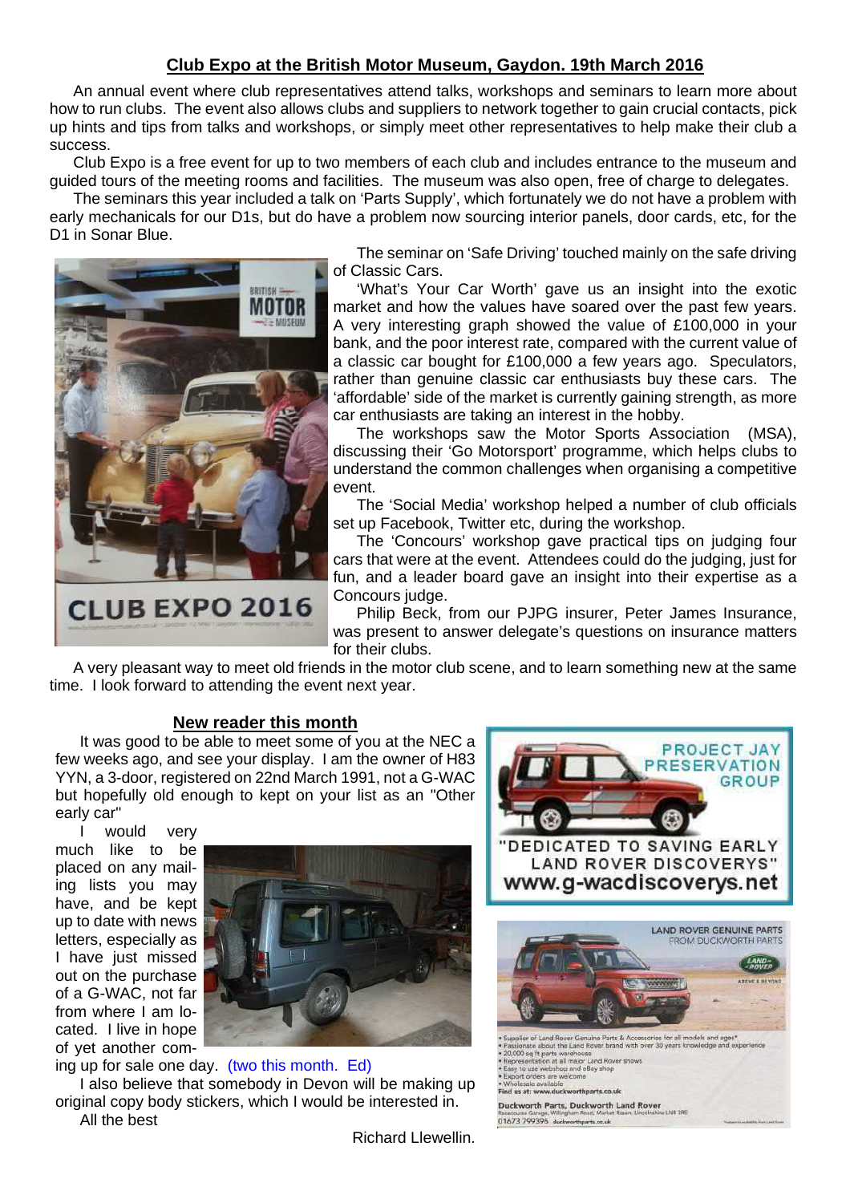## Club Expo at the British Motor Museum, Gaydon. 19th March 2016

An annual event where club representatives attend talks, workshops and seminars to learn more about how to run clubs. The event also allows clubs and suppliers to network together to gain crucial contacts, pick up hints and tips from talks and workshops, or simply meet other representatives to help make their club a success.

Club Expo is a free event for up to two members of each club and includes entrance to the museum and guided tours of the meeting rooms and facilities. The museum was also open, free of charge to delegates.

The seminars this year included a talk on 'Parts Supply', which fortunately we do not have a problem with early mechanicals for our D1s, but do have a problem now sourcing interior panels, door cards, etc, for the D1 in Sonar Blue.

The seminar on 'Safe Driving' touched mainly on the safe driving of Classic Cars.

'What's Your Car Worth' gave us an insight into the exotic market and how the values have soared over the past few years. A very interesting graph showed the value of £100,000 in your bank, and the poor interest rate, compared with the current value of a classic car bought for £100,000 a few years ago. Speculators, rather than genuine classic car enthusiasts buy these cars. The 'affordable' side of the market is currently gaining strength, as more car enthusiasts are taking an interest in the hobby.

The workshops saw the Motor Sports Association (MSA), discussing their 'Go Motorsport' programme, which helps clubs to understand the common challenges when organising a competitive event.

The 'Social Media' workshop helped a number of club officials set up Facebook, Twitter etc, during the workshop.

The 'Concours' workshop gave practical tips on judging four cars that were at the event. Attendees could do the judging, just for fun, and a leader board gave an insight into their expertise as a Concours judge.

Philip Beck, from our PJPG insurer, Peter James Insurance, was present to answer delegate's questions on insurance matters for their clubs.

A very pleasant way to meet old friends in the motor club scene, and to learn something new at the same time. I look forward to attending the event next year.

## New reader this month

It was good to be able to meet some of you at the NEC a few weeks ago, and see your display. I am the owner of H83 YYN, a 3-door, registered on 22nd March 1991, not a G-WAC but hopefully old enough to kept on your list as an "Other early car"

I would very much like to be placed on any mailing lists you may have, and be kept up to date with news letters, especially as I have just missed out on the purchase of a G-WAC, not far from where I am located. I live in hope of yet another coming up for sale one day. (two this month. Ed)

I also believe that somebody in Devon will be making up original copy body stickers, which I would be interested in.

All the best

Richard Llewellin.

PROJECT JAY PRESERVATION GROUP

"DEDICATED TO SAVING EARLY LAND ROVER DISCOVERYS"

www.g-wacdiscoverys.net

LAND ROVER GENUINE PARTS FROM DUCKWORTH PARTS

- Supplier of Land Rover Genuine Parts & Accessories for all models and ages*
- Passionate about the Land Rover brand with over 30 years knowledge and experience
- 20,000 sq ft parts warehouse
- Representation at all major Land Rover shows
- Easy to use webshop and eBay shop
- Export orders are welcome
- Wholesale available

Find us at: www.duckworthparts.co.uk

Duckworth Parts, Duckworth Land Rover
Racecourse Garage, Willingham Road, Market Rasen, Lincolnshire LN8 3RE
01673 799396 duckworthparts.co.uk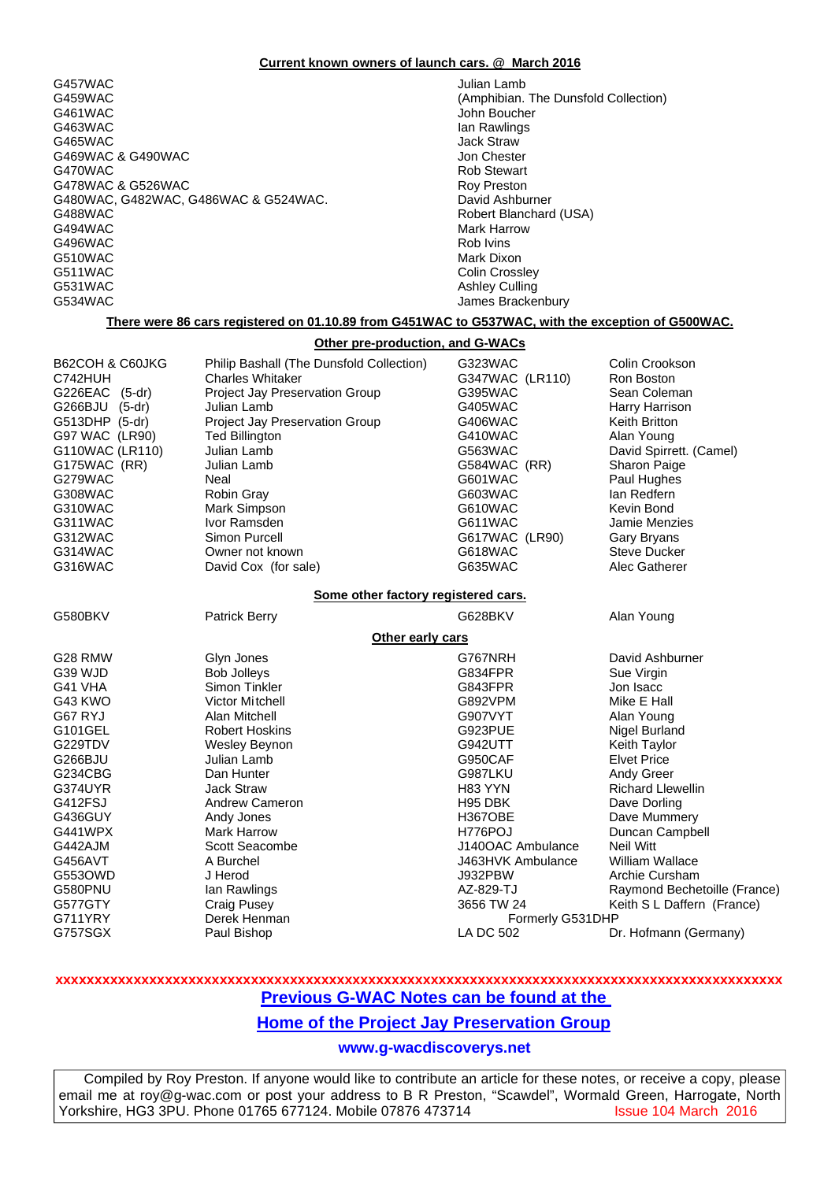**Current known owners of launch cars. @ March 2016**

| | |
|---|---|
| G457WAC | Julian Lamb |
| G459WAC | (Amphibian. The Dunsfold Collection) |
| G461WAC | John Boucher |
| G463WAC | Ian Rawlings |
| G465WAC | Jack Straw |
| G469WAC & G490WAC | Jon Chester |
| G470WAC | Rob Stewart |
| G478WAC & G526WAC | Roy Preston |
| G480WAC, G482WAC, G486WAC & G524WAC. | David Ashburner |
| G488WAC | Robert Blanchard (USA) |
| G494WAC | Mark Harrow |
| G496WAC | Rob Ivins |
| G510WAC | Mark Dixon |
| G511WAC | Colin Crossley |
| G531WAC | Ashley Culling |
| G534WAC | James Brackenbury |

**There were 86 cars registered on 01.10.89 from G451WAC to G537WAC, with the exception of G500WAC.**

**Other pre-production, and G-WACs**

| | | | |
|---|---|---|---|
| B62COH & C60JKG | Philip Bashall (The Dunsfold Collection) | G323WAC | Colin Crookson |
| C742HUH | Charles Whitaker | G347WAC (LR110) | Ron Boston |
| G226EAC (5-dr) | Project Jay Preservation Group | G395WAC | Sean Coleman |
| G266BJU (5-dr) | Julian Lamb | G405WAC | Harry Harrison |
| G513DHP (5-dr) | Project Jay Preservation Group | G406WAC | Keith Britton |
| G97 WAC (LR90) | Ted Billington | G410WAC | Alan Young |
| G110WAC (LR110) | Julian Lamb | G563WAC | David Spirrett. (Camel) |
| G175WAC (RR) | Julian Lamb | G584WAC (RR) | Sharon Paige |
| G279WAC | Neal | G601WAC | Paul Hughes |
| G308WAC | Robin Gray | G603WAC | Ian Redfern |
| G310WAC | Mark Simpson | G610WAC | Kevin Bond |
| G311WAC | Ivor Ramsden | G611WAC | Jamie Menzies |
| G312WAC | Simon Purcell | G617WAC (LR90) | Gary Bryans |
| G314WAC | Owner not known | G618WAC | Steve Ducker |
| G316WAC | David Cox (for sale) | G635WAC | Alec Gatherer |

**Some other factory registered cars.**

| | | | |
|---|---|---|---|
| G580BKV | Patrick Berry | G628BKV | Alan Young |

**Other early cars**

| | | | |
|---|---|---|---|
| G28 RMW | Glyn Jones | G767NRH | David Ashburner |
| G39 WJD | Bob Jolleys | G834FPR | Sue Virgin |
| G41 VHA | Simon Tinkler | G843FPR | Jon Isacc |
| G43 KWO | Victor Mitchell | G892VPM | Mike E Hall |
| G67 RYJ | Alan Mitchell | G907VYT | Alan Young |
| G101GEL | Robert Hoskins | G923PUE | Nigel Burland |
| G229TDV | Wesley Beynon | G942UTT | Keith Taylor |
| G266BJU | Julian Lamb | G950CAF | Elvet Price |
| G234CBG | Dan Hunter | G987LKU | Andy Greer |
| G374UYR | Jack Straw | H83 YYN | Richard Llewellin |
| G412FSJ | Andrew Cameron | H95 DBK | Dave Dorling |
| G436GUY | Andy Jones | H367OBE | Dave Mummery |
| G441WPX | Mark Harrow | H776POJ | Duncan Campbell |
| G442AJM | Scott Seacombe | J140OAC Ambulance | Neil Witt |
| G456AVT | A Burchel | J463HVK Ambulance | William Wallace |
| G553OWD | J Herod | J932PBW | Archie Cursham |
| G580PNU | Ian Rawlings | AZ-829-TJ | Raymond Bechetoille (France) |
| G577GTY | Craig Pusey | 3656 TW 24 | Keith S L Daffern (France) |
| G711YRY | Derek Henman | Formerly G531DHP | |
| G757SGX | Paul Bishop | LA DC 502 | Dr. Hofmann (Germany) |

xxxxxxxxxxxxxxxxxxxxxxxxxxxxxxxxxxxxxxxxxxxxxxxxxxxxxxxxxxxxxxxxxxxxxxxxxxxxxxxxxxxxxxxxxxx

**Previous G-WAC Notes can be found at the**

**Home of the Project Jay Preservation Group**

**www.g-wacdiscoverys.net**

Compiled by Roy Preston. If anyone would like to contribute an article for these notes, or receive a copy, please email me at roy@g-wac.com or post your address to B R Preston, "Scawdel", Wormald Green, Harrogate, North Yorkshire, HG3 3PU. Phone 01765 677124. Mobile 07876 473714 Issue 104 March 2016